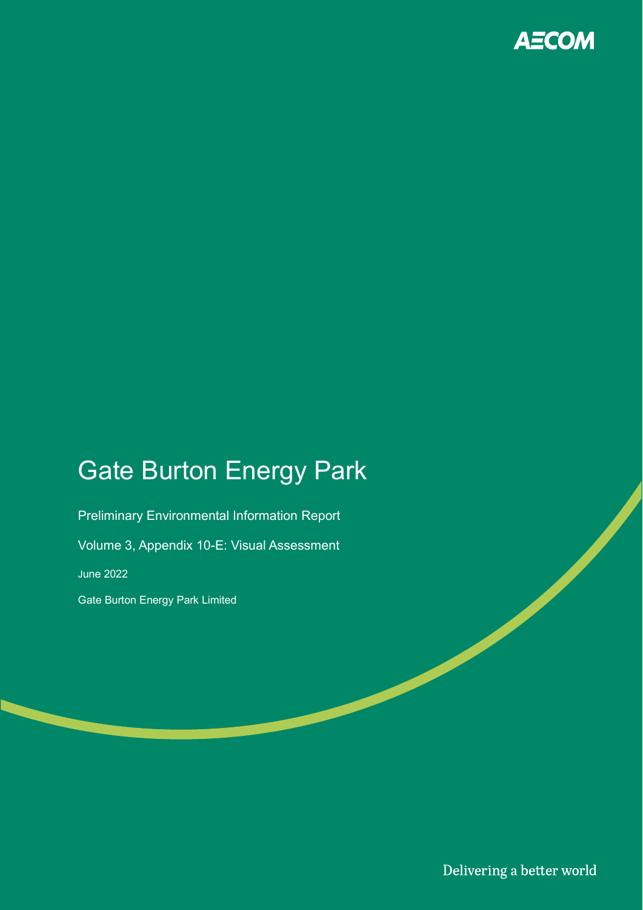AECOM

# Gate Burton Energy Park

Preliminary Environmental Information Report

Volume 3, Appendix 10-E: Visual Assessment

June 2022

Gate Burton Energy Park Limited

Delivering a better world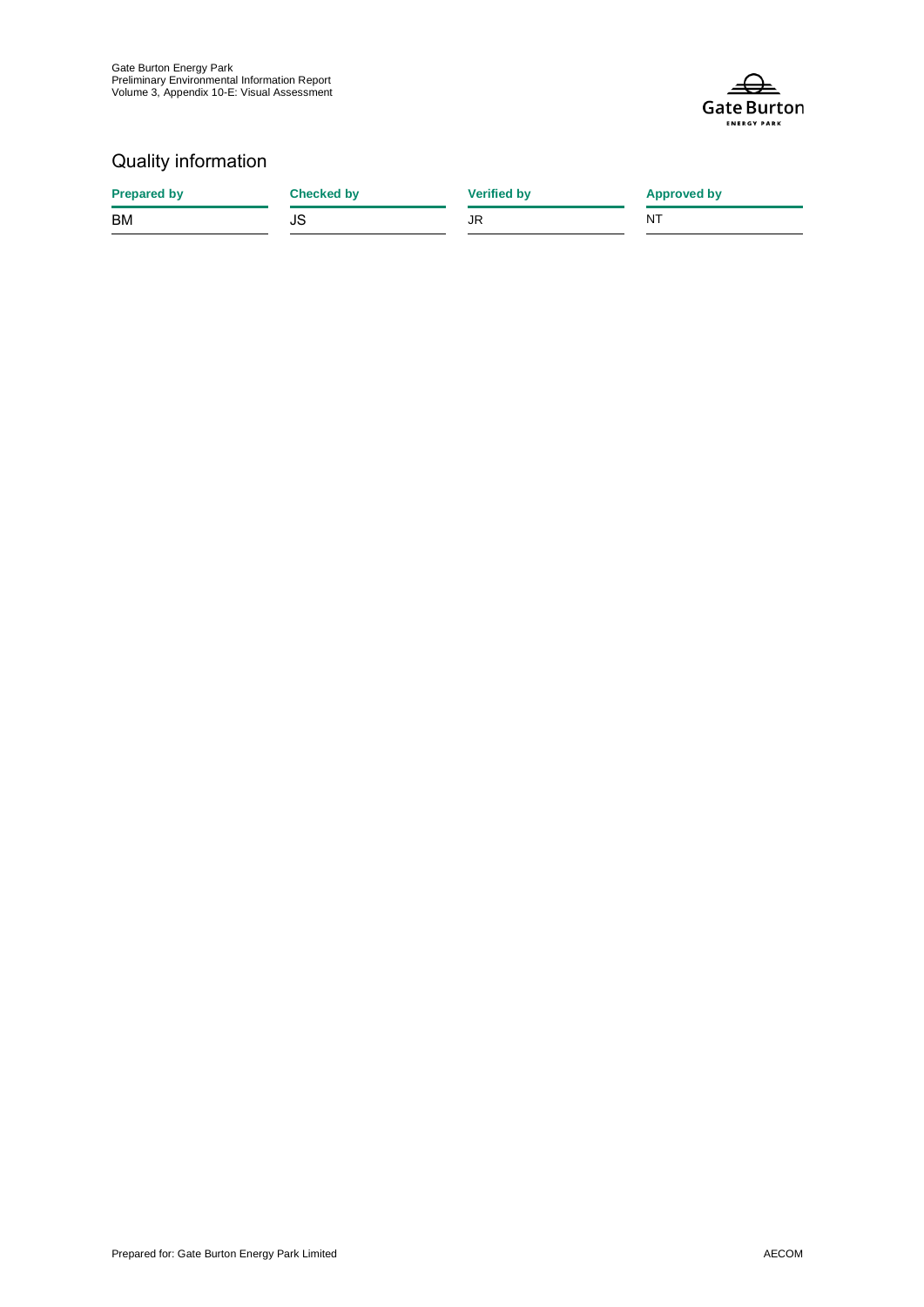## Quality information

| Prepared by | Checked by | Verified by | Approved by |
|---|---|---|---|
| BM | JS | JR | NT |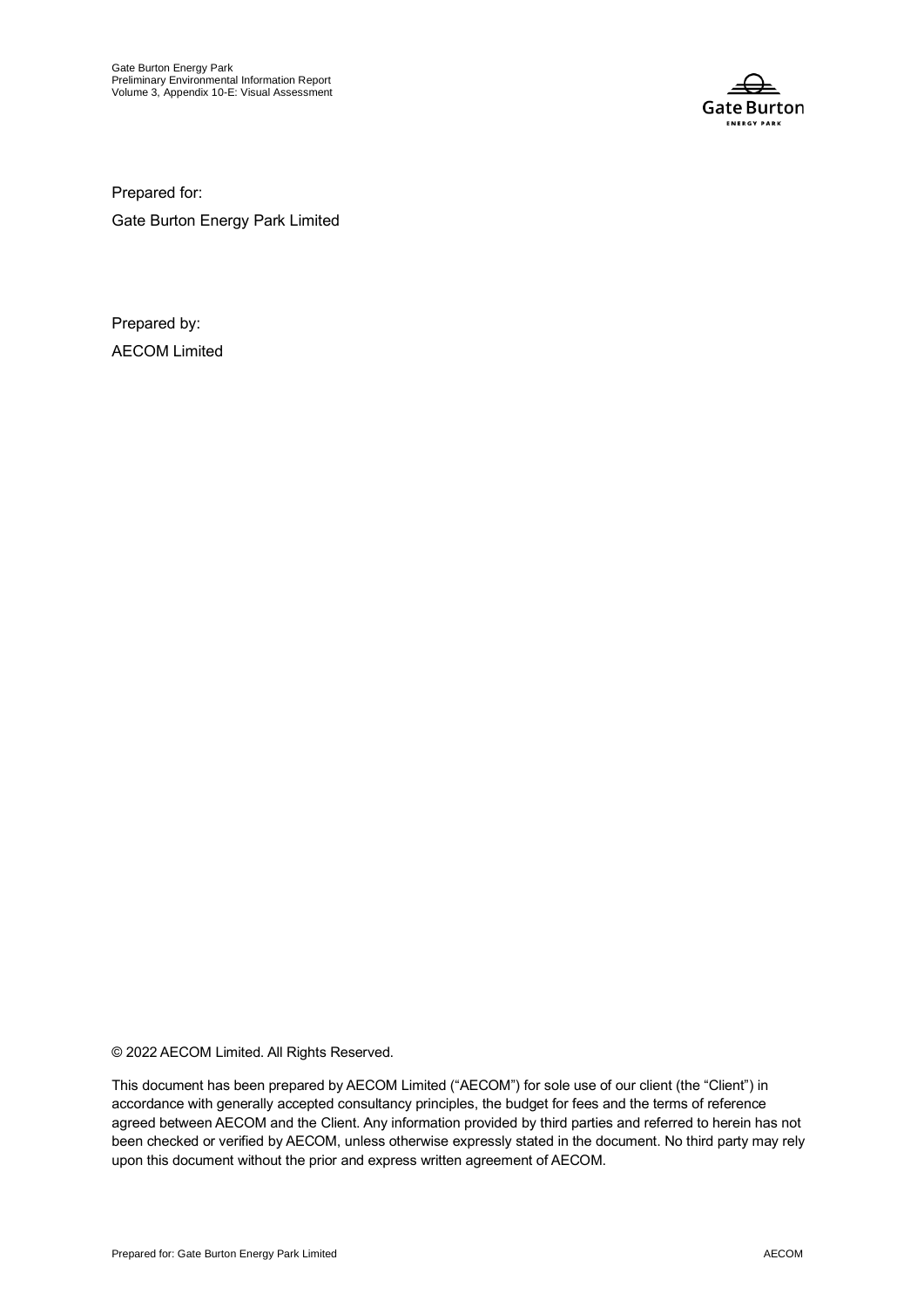Prepared for:

Gate Burton Energy Park Limited

Prepared by:

AECOM Limited

© 2022 AECOM Limited. All Rights Reserved.

This document has been prepared by AECOM Limited ("AECOM") for sole use of our client (the "Client") in accordance with generally accepted consultancy principles, the budget for fees and the terms of reference agreed between AECOM and the Client. Any information provided by third parties and referred to herein has not been checked or verified by AECOM, unless otherwise expressly stated in the document. No third party may rely upon this document without the prior and express written agreement of AECOM.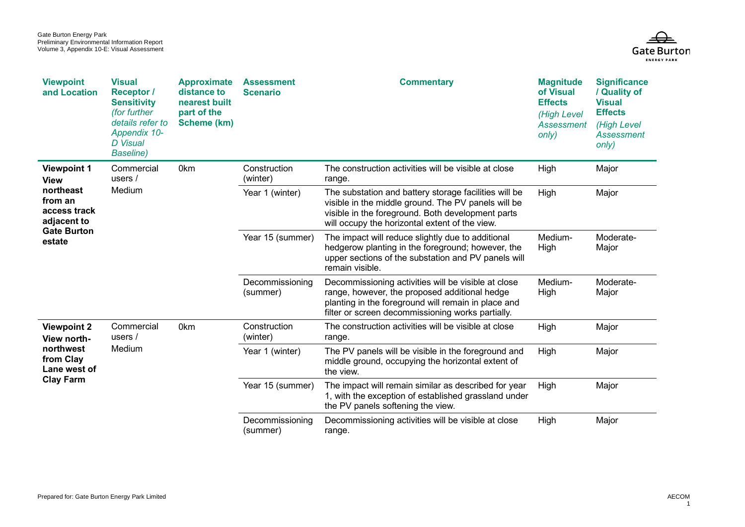| Viewpoint and Location | Visual Receptor / Sensitivity *(for further details refer to Appendix 10-D Visual Baseline)* | Approximate distance to nearest built part of the Scheme (km) | Assessment Scenario | Commentary | Magnitude of Visual Effects *(High Level Assessment only)* | Significance / Quality of Visual Effects *(High Level Assessment only)* |
|---|---|---|---|---|---|---|
| **Viewpoint 1 View northeast from an access track adjacent to Gate Burton estate** | Commercial users / Medium | 0km | Construction (winter) | The construction activities will be visible at close range. | High | Major |
| | | | Year 1 (winter) | The substation and battery storage facilities will be visible in the middle ground. The PV panels will be visible in the foreground. Both development parts will occupy the horizontal extent of the view. | High | Major |
| | | | Year 15 (summer) | The impact will reduce slightly due to additional hedgerow planting in the foreground; however, the upper sections of the substation and PV panels will remain visible. | Medium-High | Moderate-Major |
| | | | Decommissioning (summer) | Decommissioning activities will be visible at close range, however, the proposed additional hedge planting in the foreground will remain in place and filter or screen decommissioning works partially. | Medium-High | Moderate-Major |
| **Viewpoint 2 View north-northwest from Clay Lane west of Clay Farm** | Commercial users / Medium | 0km | Construction (winter) | The construction activities will be visible at close range. | High | Major |
| | | | Year 1 (winter) | The PV panels will be visible in the foreground and middle ground, occupying the horizontal extent of the view. | High | Major |
| | | | Year 15 (summer) | The impact will remain similar as described for year 1, with the exception of established grassland under the PV panels softening the view. | High | Major |
| | | | Decommissioning (summer) | Decommissioning activities will be visible at close range. | High | Major |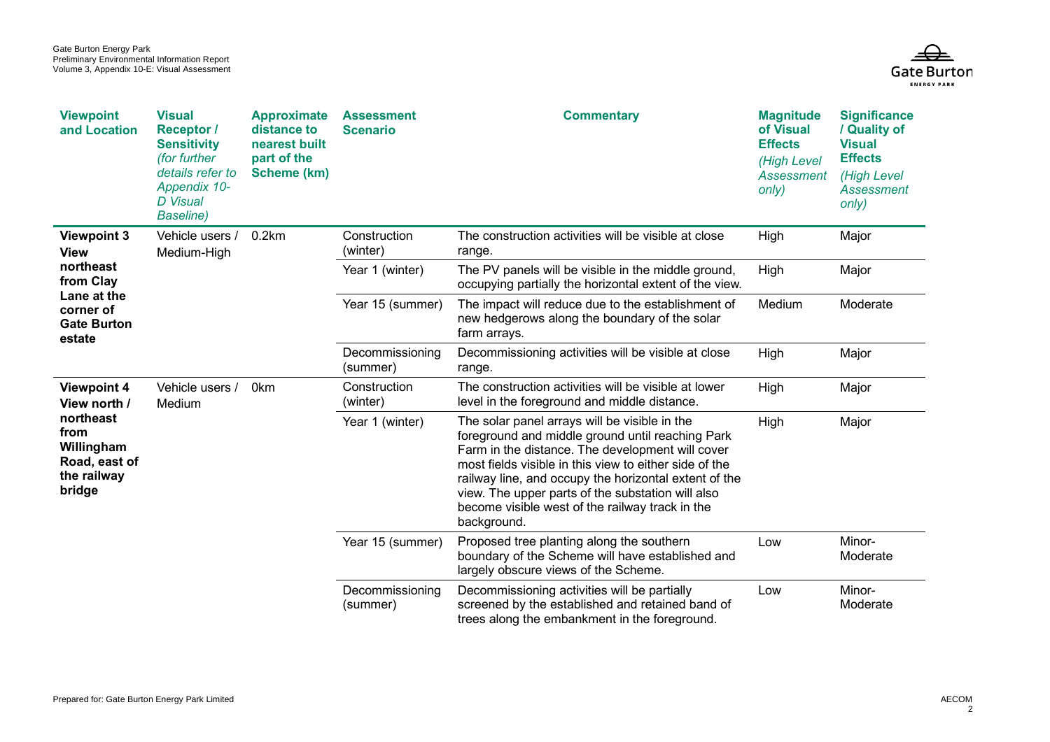| Viewpoint and Location | Visual Receptor / Sensitivity *(for further details refer to Appendix 10-D Visual Baseline)* | Approximate distance to nearest built part of the Scheme (km) | Assessment Scenario | Commentary | Magnitude of Visual Effects *(High Level Assessment only)* | Significance / Quality of Visual Effects *(High Level Assessment only)* |
|---|---|---|---|---|---|---|
| **Viewpoint 3 View northeast from Clay Lane at the corner of Gate Burton estate** | Vehicle users / Medium-High | 0.2km | Construction (winter) | The construction activities will be visible at close range. | High | Major |
| | | | Year 1 (winter) | The PV panels will be visible in the middle ground, occupying partially the horizontal extent of the view. | High | Major |
| | | | Year 15 (summer) | The impact will reduce due to the establishment of new hedgerows along the boundary of the solar farm arrays. | Medium | Moderate |
| | | | Decommissioning (summer) | Decommissioning activities will be visible at close range. | High | Major |
| **Viewpoint 4 View north / northeast from Willingham Road, east of the railway bridge** | Vehicle users / Medium | 0km | Construction (winter) | The construction activities will be visible at lower level in the foreground and middle distance. | High | Major |
| | | | Year 1 (winter) | The solar panel arrays will be visible in the foreground and middle ground until reaching Park Farm in the distance. The development will cover most fields visible in this view to either side of the railway line, and occupy the horizontal extent of the view. The upper parts of the substation will also become visible west of the railway track in the background. | High | Major |
| | | | Year 15 (summer) | Proposed tree planting along the southern boundary of the Scheme will have established and largely obscure views of the Scheme. | Low | Minor-Moderate |
| | | | Decommissioning (summer) | Decommissioning activities will be partially screened by the established and retained band of trees along the embankment in the foreground. | Low | Minor-Moderate |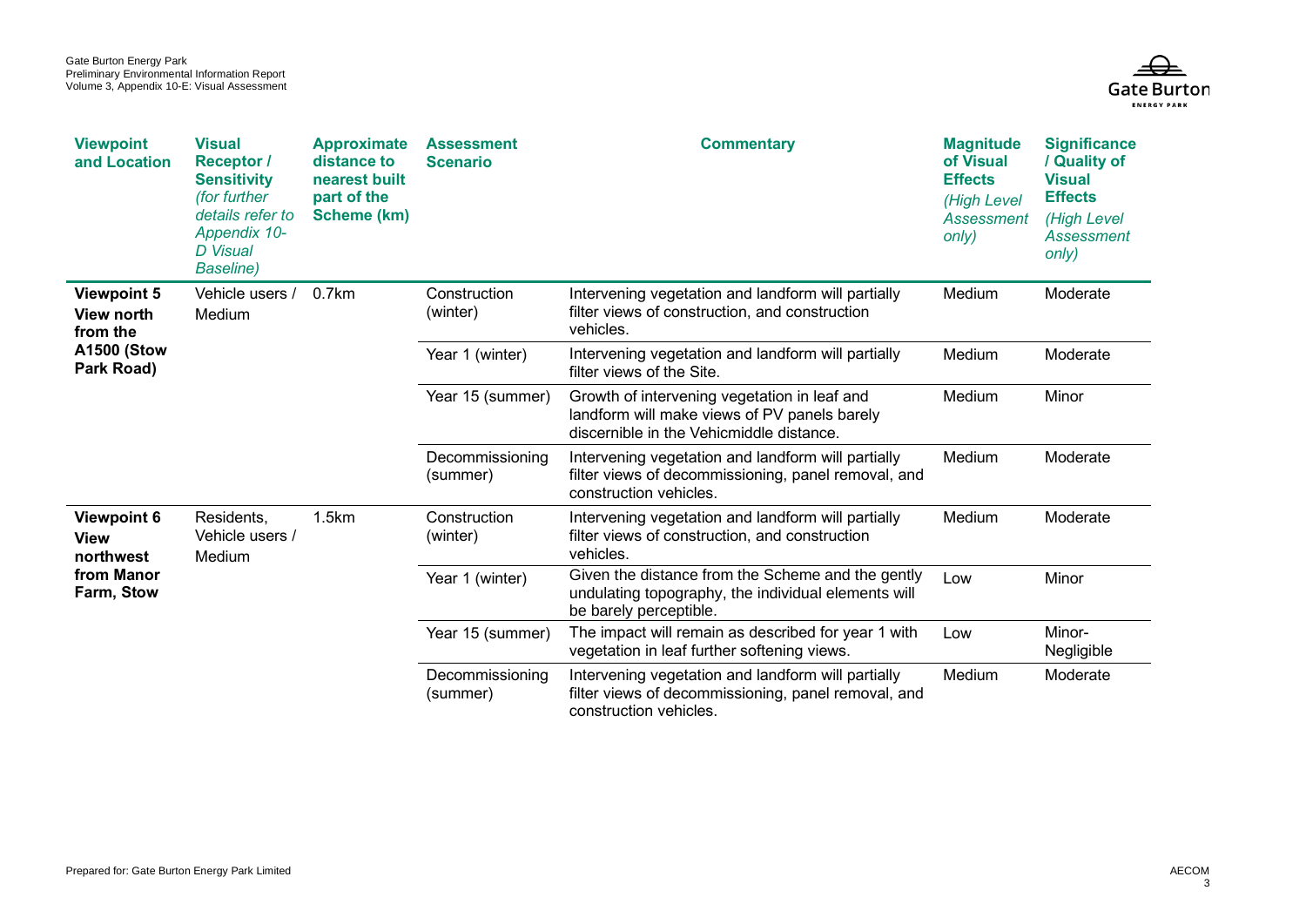| Viewpoint and Location | Visual Receptor / Sensitivity *(for further details refer to Appendix 10-D Visual Baseline)* | Approximate distance to nearest built part of the Scheme (km) | Assessment Scenario | Commentary | Magnitude of Visual Effects *(High Level Assessment only)* | Significance / Quality of Visual Effects *(High Level Assessment only)* |
|---|---|---|---|---|---|---|
| **Viewpoint 5 View north from the A1500 (Stow Park Road)** | Vehicle users / Medium | 0.7km | Construction (winter) | Intervening vegetation and landform will partially filter views of construction, and construction vehicles. | Medium | Moderate |
| | | | Year 1 (winter) | Intervening vegetation and landform will partially filter views of the Site. | Medium | Moderate |
| | | | Year 15 (summer) | Growth of intervening vegetation in leaf and landform will make views of PV panels barely discernible in the Vehicmiddle distance. | Medium | Minor |
| | | | Decommissioning (summer) | Intervening vegetation and landform will partially filter views of decommissioning, panel removal, and construction vehicles. | Medium | Moderate |
| **Viewpoint 6 View northwest from Manor Farm, Stow** | Residents, Vehicle users / Medium | 1.5km | Construction (winter) | Intervening vegetation and landform will partially filter views of construction, and construction vehicles. | Medium | Moderate |
| | | | Year 1 (winter) | Given the distance from the Scheme and the gently undulating topography, the individual elements will be barely perceptible. | Low | Minor |
| | | | Year 15 (summer) | The impact will remain as described for year 1 with vegetation in leaf further softening views. | Low | Minor-Negligible |
| | | | Decommissioning (summer) | Intervening vegetation and landform will partially filter views of decommissioning, panel removal, and construction vehicles. | Medium | Moderate |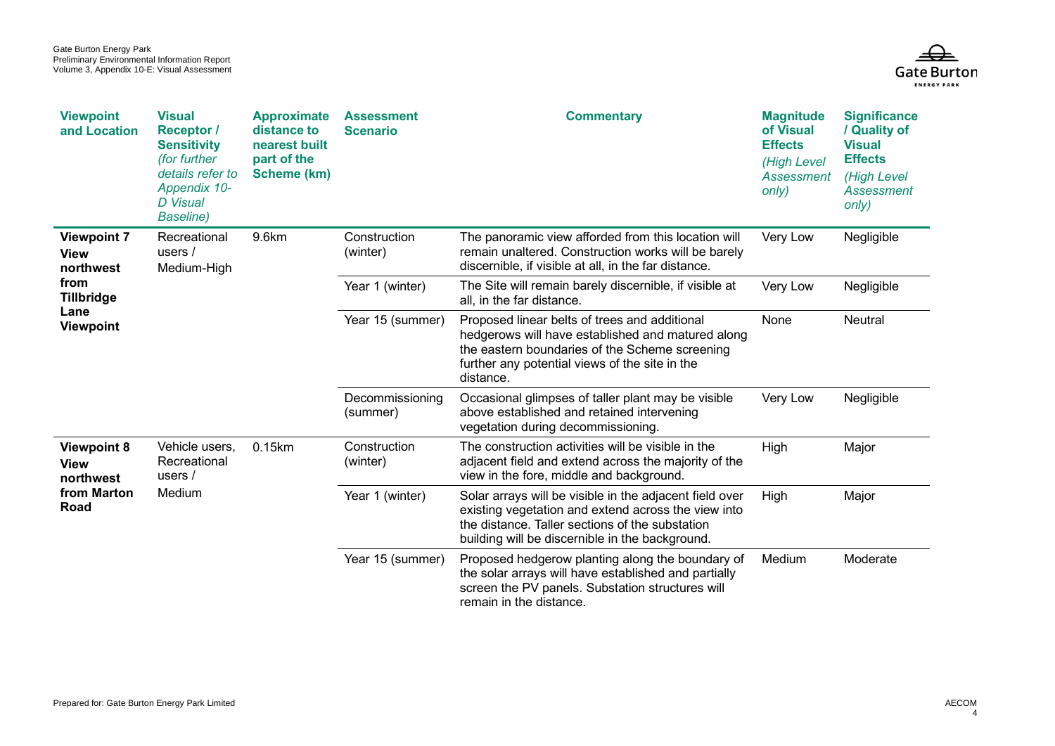| Viewpoint and Location | Visual Receptor / Sensitivity *(for further details refer to Appendix 10-D Visual Baseline)* | Approximate distance to nearest built part of the Scheme (km) | Assessment Scenario | Commentary | Magnitude of Visual Effects *(High Level Assessment only)* | Significance / Quality of Visual Effects *(High Level Assessment only)* |
|---|---|---|---|---|---|---|
| **Viewpoint 7 View northwest from Tillbridge Lane Viewpoint** | Recreational users / Medium-High | 9.6km | Construction (winter) | The panoramic view afforded from this location will remain unaltered. Construction works will be barely discernible, if visible at all, in the far distance. | Very Low | Negligible |
| | | | Year 1 (winter) | The Site will remain barely discernible, if visible at all, in the far distance. | Very Low | Negligible |
| | | | Year 15 (summer) | Proposed linear belts of trees and additional hedgerows will have established and matured along the eastern boundaries of the Scheme screening further any potential views of the site in the distance. | None | Neutral |
| | | | Decommissioning (summer) | Occasional glimpses of taller plant may be visible above established and retained intervening vegetation during decommissioning. | Very Low | Negligible |
| **Viewpoint 8 View northwest from Marton Road** | Vehicle users, Recreational users / Medium | 0.15km | Construction (winter) | The construction activities will be visible in the adjacent field and extend across the majority of the view in the fore, middle and background. | High | Major |
| | | | Year 1 (winter) | Solar arrays will be visible in the adjacent field over existing vegetation and extend across the view into the distance. Taller sections of the substation building will be discernible in the background. | High | Major |
| | | | Year 15 (summer) | Proposed hedgerow planting along the boundary of the solar arrays will have established and partially screen the PV panels. Substation structures will remain in the distance. | Medium | Moderate |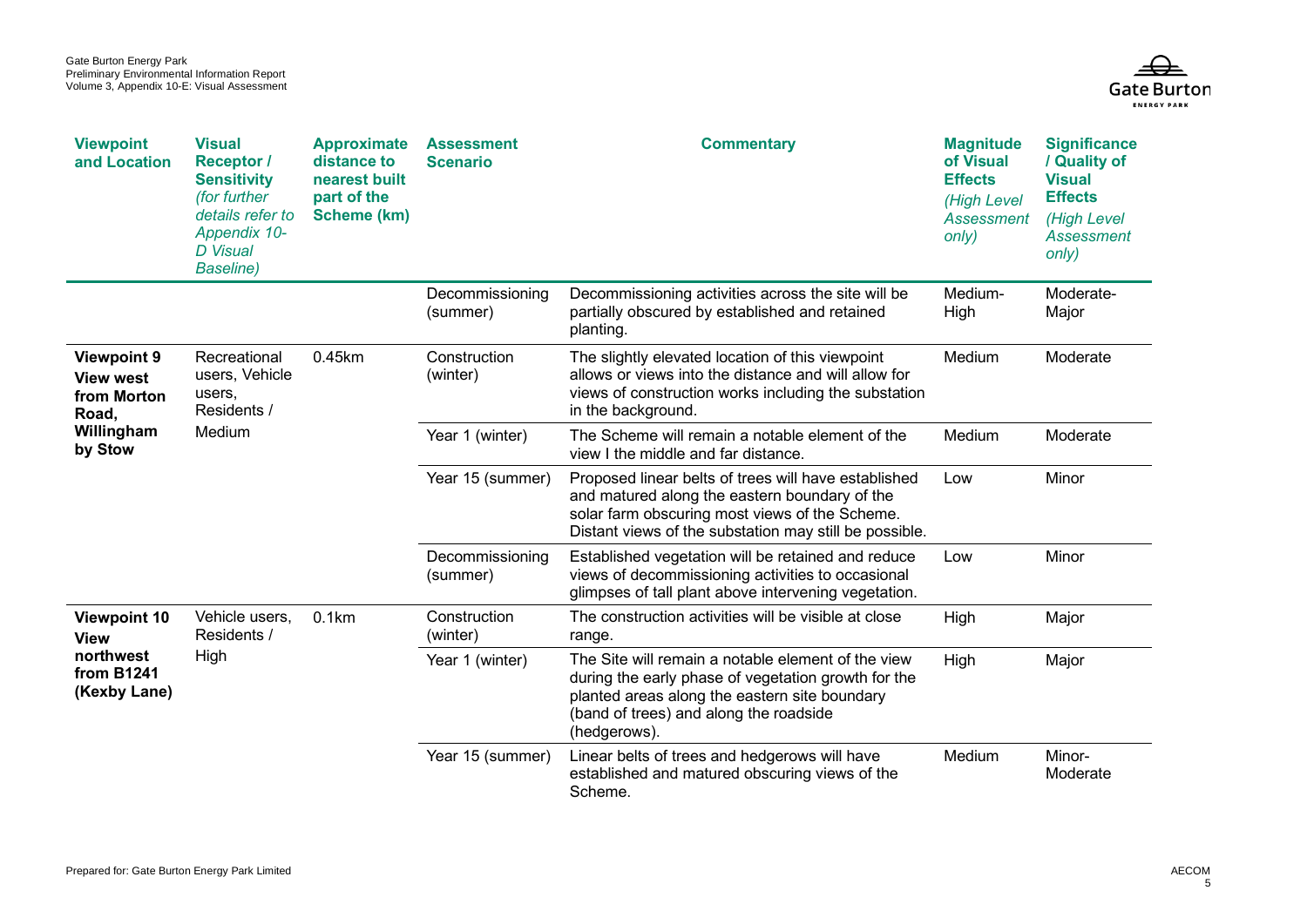| Viewpoint and Location | Visual Receptor / Sensitivity *(for further details refer to Appendix 10-D Visual Baseline)* | Approximate distance to nearest built part of the Scheme (km) | Assessment Scenario | Commentary | Magnitude of Visual Effects *(High Level Assessment only)* | Significance / Quality of Visual Effects *(High Level Assessment only)* |
|---|---|---|---|---|---|---|
| | | | Decommissioning (summer) | Decommissioning activities across the site will be partially obscured by established and retained planting. | Medium-High | Moderate-Major |
| **Viewpoint 9 View west from Morton Road, Willingham by Stow** | Recreational users, Vehicle users, Residents / Medium | 0.45km | Construction (winter) | The slightly elevated location of this viewpoint allows or views into the distance and will allow for views of construction works including the substation in the background. | Medium | Moderate |
| | | | Year 1 (winter) | The Scheme will remain a notable element of the view I the middle and far distance. | Medium | Moderate |
| | | | Year 15 (summer) | Proposed linear belts of trees will have established and matured along the eastern boundary of the solar farm obscuring most views of the Scheme. Distant views of the substation may still be possible. | Low | Minor |
| | | | Decommissioning (summer) | Established vegetation will be retained and reduce views of decommissioning activities to occasional glimpses of tall plant above intervening vegetation. | Low | Minor |
| **Viewpoint 10 View northwest from B1241 (Kexby Lane)** | Vehicle users, Residents / High | 0.1km | Construction (winter) | The construction activities will be visible at close range. | High | Major |
| | | | Year 1 (winter) | The Site will remain a notable element of the view during the early phase of vegetation growth for the planted areas along the eastern site boundary (band of trees) and along the roadside (hedgerows). | High | Major |
| | | | Year 15 (summer) | Linear belts of trees and hedgerows will have established and matured obscuring views of the Scheme. | Medium | Minor-Moderate |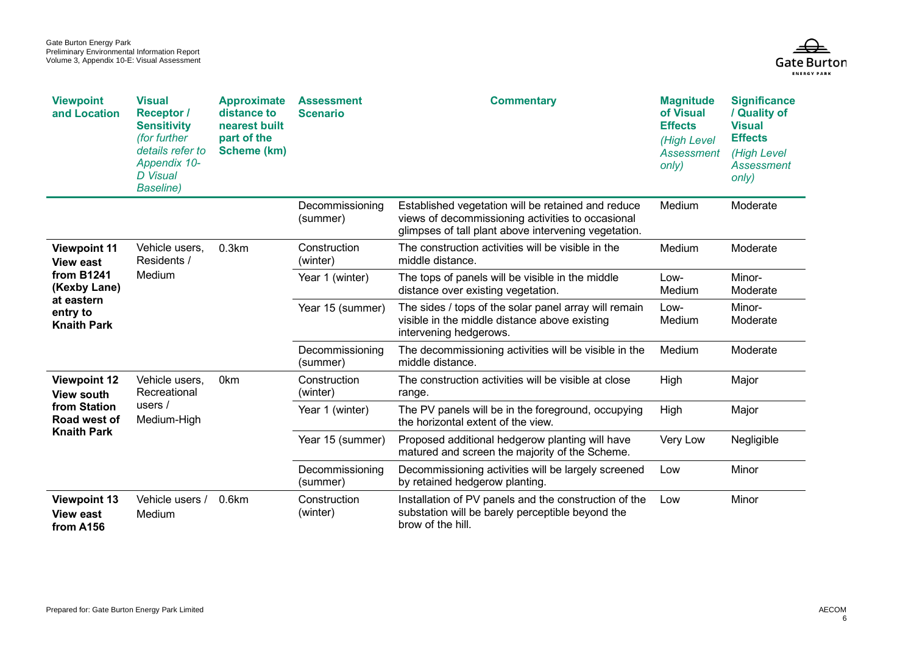| Viewpoint and Location | Visual Receptor / Sensitivity *(for further details refer to Appendix 10-D Visual Baseline)* | Approximate distance to nearest built part of the Scheme (km) | Assessment Scenario | Commentary | Magnitude of Visual Effects *(High Level Assessment only)* | Significance / Quality of Visual Effects *(High Level Assessment only)* |
|---|---|---|---|---|---|---|
| | | | Decommissioning (summer) | Established vegetation will be retained and reduce views of decommissioning activities to occasional glimpses of tall plant above intervening vegetation. | Medium | Moderate |
| **Viewpoint 11 View east from B1241 (Kexby Lane) at eastern entry to Knaith Park** | Vehicle users, Residents / Medium | 0.3km | Construction (winter) | The construction activities will be visible in the middle distance. | Medium | Moderate |
| | | | Year 1 (winter) | The tops of panels will be visible in the middle distance over existing vegetation. | Low-Medium | Minor-Moderate |
| | | | Year 15 (summer) | The sides / tops of the solar panel array will remain visible in the middle distance above existing intervening hedgerows. | Low-Medium | Minor-Moderate |
| | | | Decommissioning (summer) | The decommissioning activities will be visible in the middle distance. | Medium | Moderate |
| **Viewpoint 12 View south from Station Road west of Knaith Park** | Vehicle users, Recreational users / Medium-High | 0km | Construction (winter) | The construction activities will be visible at close range. | High | Major |
| | | | Year 1 (winter) | The PV panels will be in the foreground, occupying the horizontal extent of the view. | High | Major |
| | | | Year 15 (summer) | Proposed additional hedgerow planting will have matured and screen the majority of the Scheme. | Very Low | Negligible |
| | | | Decommissioning (summer) | Decommissioning activities will be largely screened by retained hedgerow planting. | Low | Minor |
| **Viewpoint 13 View east from A156** | Vehicle users / Medium | 0.6km | Construction (winter) | Installation of PV panels and the construction of the substation will be barely perceptible beyond the brow of the hill. | Low | Minor |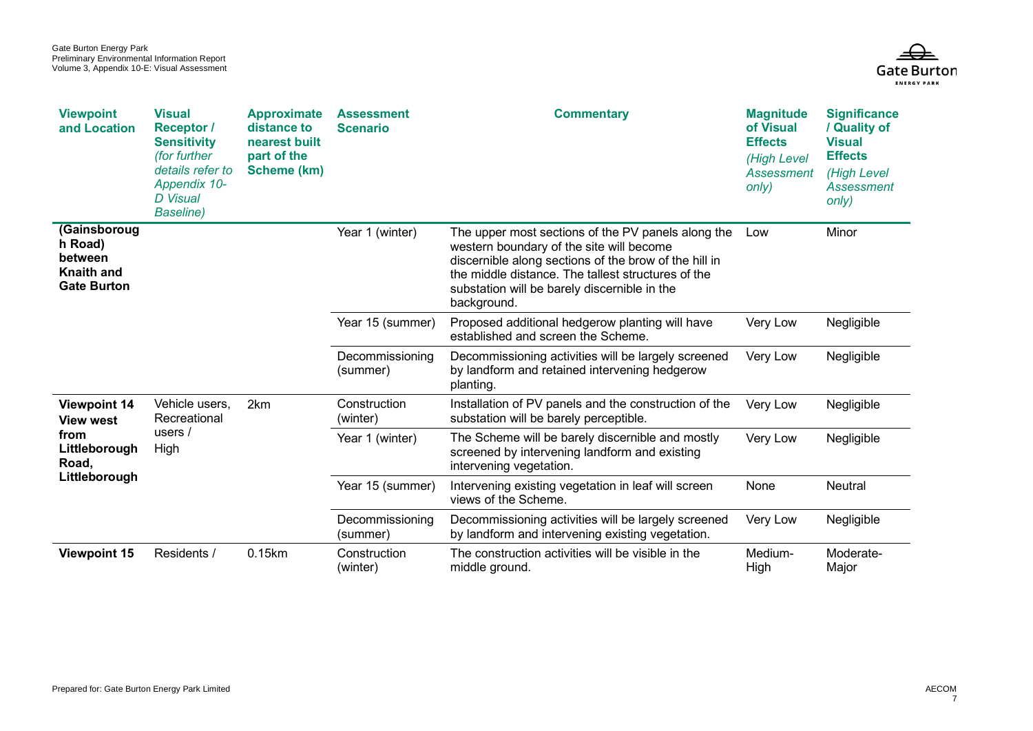| **Viewpoint and Location** | **Visual Receptor / Sensitivity** *(for further details refer to Appendix 10-D Visual Baseline)* | **Approximate distance to nearest built part of the Scheme (km)** | **Assessment Scenario** | **Commentary** | **Magnitude of Visual Effects** *(High Level Assessment only)* | **Significance / Quality of Visual Effects** *(High Level Assessment only)* |
|---|---|---|---|---|---|---|
| **(Gainsborough Road) between Knaith and Gate Burton** | | | Year 1 (winter) | The upper most sections of the PV panels along the western boundary of the site will become discernible along sections of the brow of the hill in the middle distance. The tallest structures of the substation will be barely discernible in the background. | Low | Minor |
| | | | Year 15 (summer) | Proposed additional hedgerow planting will have established and screen the Scheme. | Very Low | Negligible |
| | | | Decommissioning (summer) | Decommissioning activities will be largely screened by landform and retained intervening hedgerow planting. | Very Low | Negligible |
| **Viewpoint 14 View west from Littleborough Road, Littleborough** | Vehicle users, Recreational users / High | 2km | Construction (winter) | Installation of PV panels and the construction of the substation will be barely perceptible. | Very Low | Negligible |
| | | | Year 1 (winter) | The Scheme will be barely discernible and mostly screened by intervening landform and existing intervening vegetation. | Very Low | Negligible |
| | | | Year 15 (summer) | Intervening existing vegetation in leaf will screen views of the Scheme. | None | Neutral |
| | | | Decommissioning (summer) | Decommissioning activities will be largely screened by landform and intervening existing vegetation. | Very Low | Negligible |
| **Viewpoint 15** | Residents / | 0.15km | Construction (winter) | The construction activities will be visible in the middle ground. | Medium-High | Moderate-Major |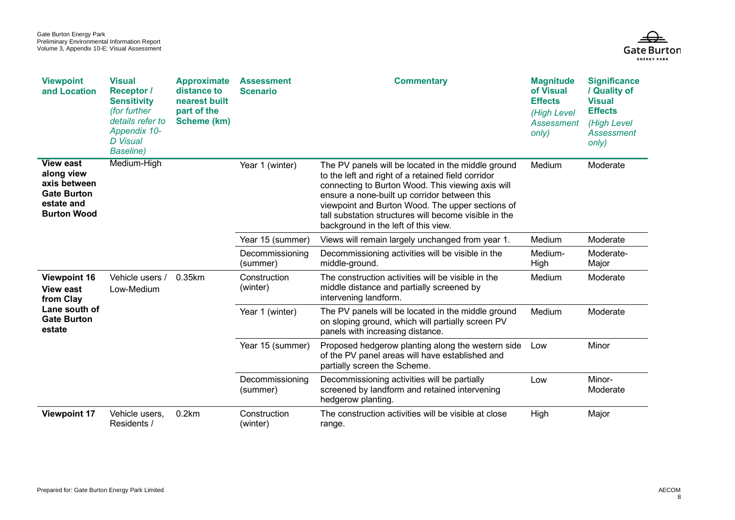| **Viewpoint and Location** | **Visual Receptor / Sensitivity** *(for further details refer to Appendix 10-D Visual Baseline)* | **Approximate distance to nearest built part of the Scheme (km)** | **Assessment Scenario** | **Commentary** | **Magnitude of Visual Effects** *(High Level Assessment only)* | **Significance / Quality of Visual Effects** *(High Level Assessment only)* |
|---|---|---|---|---|---|---|
| **View east along view axis between Gate Burton estate and Burton Wood** | Medium-High | | Year 1 (winter) | The PV panels will be located in the middle ground to the left and right of a retained field corridor connecting to Burton Wood. This viewing axis will ensure a none-built up corridor between this viewpoint and Burton Wood. The upper sections of tall substation structures will become visible in the background in the left of this view. | Medium | Moderate |
| | | | Year 15 (summer) | Views will remain largely unchanged from year 1. | Medium | Moderate |
| | | | Decommissioning (summer) | Decommissioning activities will be visible in the middle-ground. | Medium-High | Moderate-Major |
| **Viewpoint 16 View east from Clay Lane south of Gate Burton estate** | Vehicle users / Low-Medium | 0.35km | Construction (winter) | The construction activities will be visible in the middle distance and partially screened by intervening landform. | Medium | Moderate |
| | | | Year 1 (winter) | The PV panels will be located in the middle ground on sloping ground, which will partially screen PV panels with increasing distance. | Medium | Moderate |
| | | | Year 15 (summer) | Proposed hedgerow planting along the western side of the PV panel areas will have established and partially screen the Scheme. | Low | Minor |
| | | | Decommissioning (summer) | Decommissioning activities will be partially screened by landform and retained intervening hedgerow planting. | Low | Minor-Moderate |
| **Viewpoint 17** | Vehicle users, Residents / | 0.2km | Construction (winter) | The construction activities will be visible at close range. | High | Major |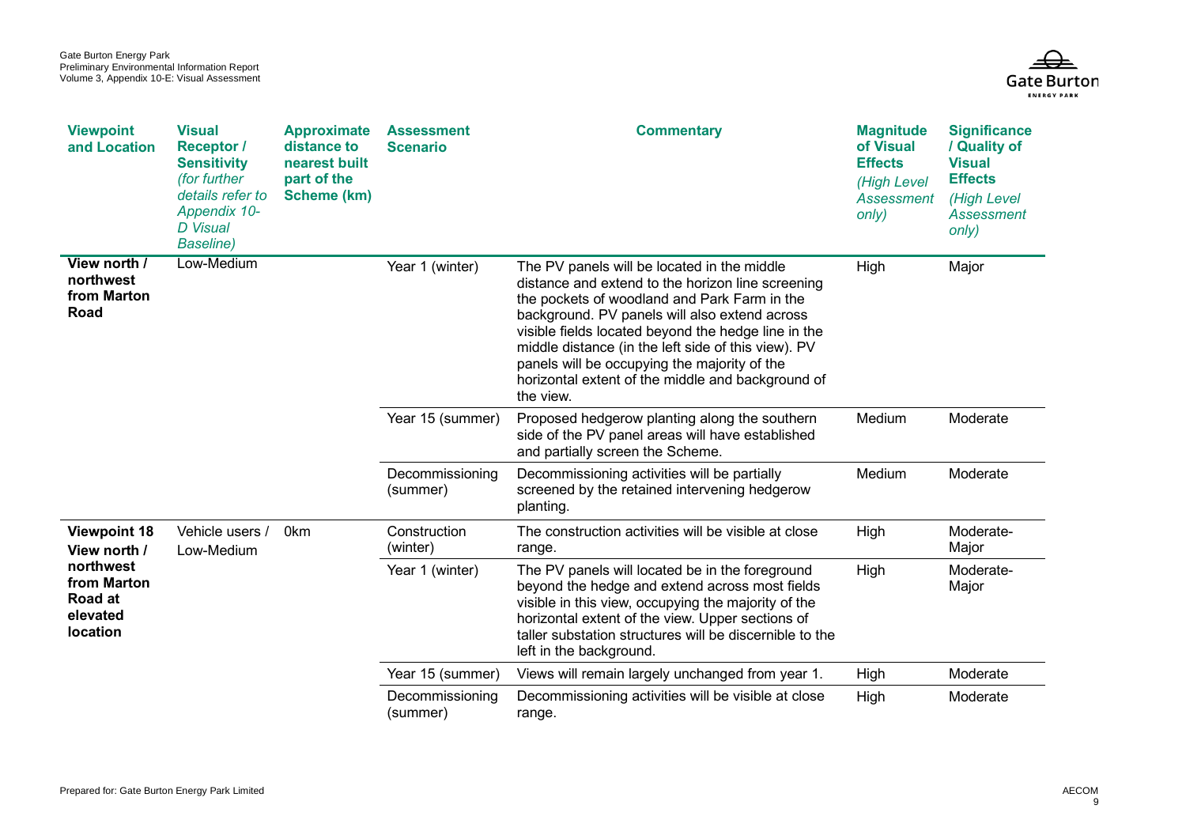| Viewpoint and Location | Visual Receptor / Sensitivity *(for further details refer to Appendix 10-D Visual Baseline)* | Approximate distance to nearest built part of the Scheme (km) | Assessment Scenario | Commentary | Magnitude of Visual Effects *(High Level Assessment only)* | Significance / Quality of Visual Effects *(High Level Assessment only)* |
|---|---|---|---|---|---|---|
| **View north / northwest from Marton Road** | Low-Medium | | Year 1 (winter) | The PV panels will be located in the middle distance and extend to the horizon line screening the pockets of woodland and Park Farm in the background. PV panels will also extend across visible fields located beyond the hedge line in the middle distance (in the left side of this view). PV panels will be occupying the majority of the horizontal extent of the middle and background of the view. | High | Major |
| | | | Year 15 (summer) | Proposed hedgerow planting along the southern side of the PV panel areas will have established and partially screen the Scheme. | Medium | Moderate |
| | | | Decommissioning (summer) | Decommissioning activities will be partially screened by the retained intervening hedgerow planting. | Medium | Moderate |
| **Viewpoint 18 View north / northwest from Marton Road at elevated location** | Vehicle users / Low-Medium | 0km | Construction (winter) | The construction activities will be visible at close range. | High | Moderate-Major |
| | | | Year 1 (winter) | The PV panels will located be in the foreground beyond the hedge and extend across most fields visible in this view, occupying the majority of the horizontal extent of the view. Upper sections of taller substation structures will be discernible to the left in the background. | High | Moderate-Major |
| | | | Year 15 (summer) | Views will remain largely unchanged from year 1. | High | Moderate |
| | | | Decommissioning (summer) | Decommissioning activities will be visible at close range. | High | Moderate |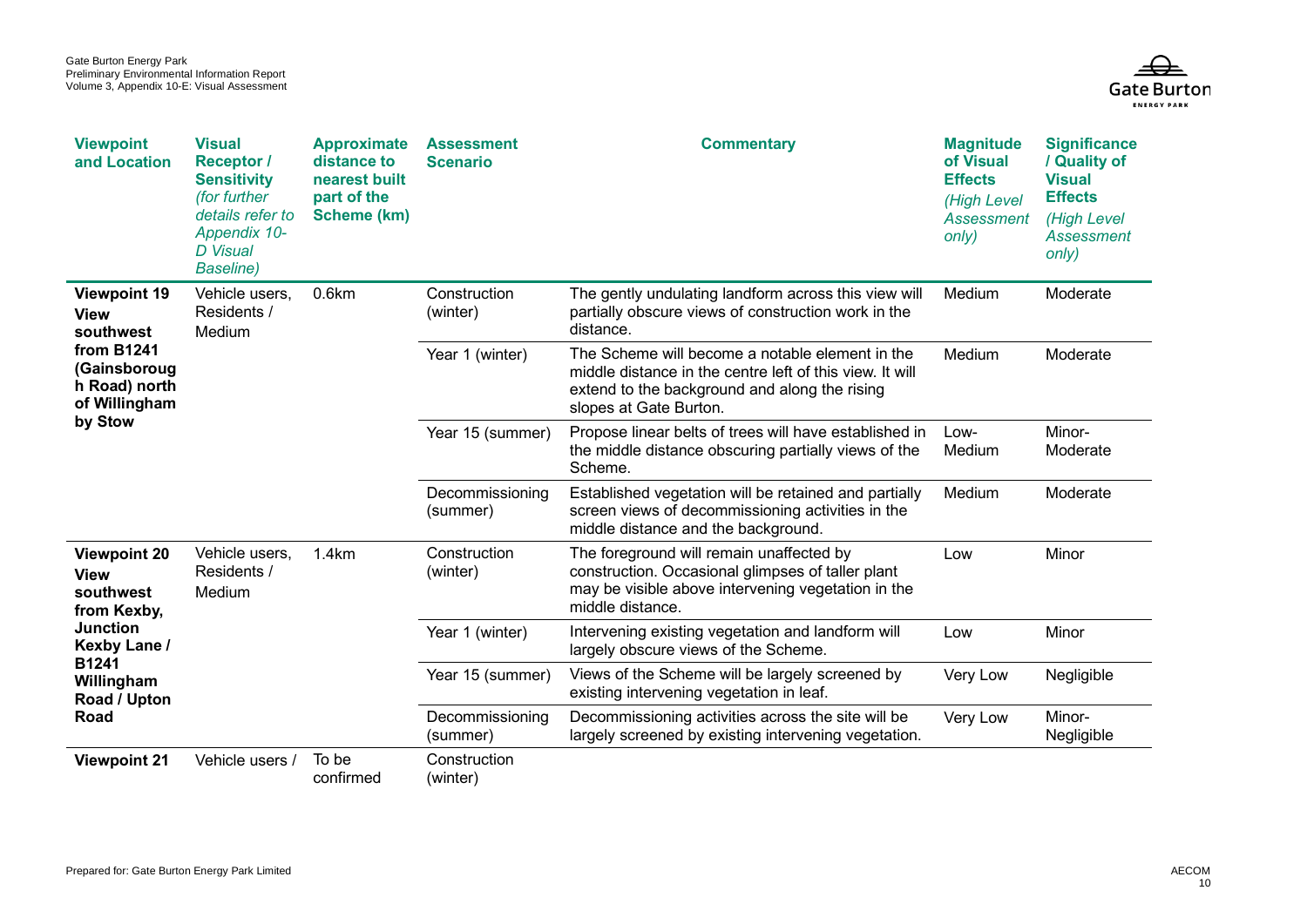| Viewpoint and Location | Visual Receptor / Sensitivity *(for further details refer to Appendix 10-D Visual Baseline)* | Approximate distance to nearest built part of the Scheme (km) | Assessment Scenario | Commentary | Magnitude of Visual Effects *(High Level Assessment only)* | Significance / Quality of Visual Effects *(High Level Assessment only)* |
|---|---|---|---|---|---|---|
| **Viewpoint 19 View southwest from B1241 (Gainsborough Road) north of Willingham by Stow** | Vehicle users, Residents / Medium | 0.6km | Construction (winter) | The gently undulating landform across this view will partially obscure views of construction work in the distance. | Medium | Moderate |
| | | | Year 1 (winter) | The Scheme will become a notable element in the middle distance in the centre left of this view. It will extend to the background and along the rising slopes at Gate Burton. | Medium | Moderate |
| | | | Year 15 (summer) | Propose linear belts of trees will have established in the middle distance obscuring partially views of the Scheme. | Low-Medium | Minor-Moderate |
| | | | Decommissioning (summer) | Established vegetation will be retained and partially screen views of decommissioning activities in the middle distance and the background. | Medium | Moderate |
| **Viewpoint 20 View southwest from Kexby, Junction Kexby Lane / B1241 Willingham Road / Upton Road** | Vehicle users, Residents / Medium | 1.4km | Construction (winter) | The foreground will remain unaffected by construction. Occasional glimpses of taller plant may be visible above intervening vegetation in the middle distance. | Low | Minor |
| | | | Year 1 (winter) | Intervening existing vegetation and landform will largely obscure views of the Scheme. | Low | Minor |
| | | | Year 15 (summer) | Views of the Scheme will be largely screened by existing intervening vegetation in leaf. | Very Low | Negligible |
| | | | Decommissioning (summer) | Decommissioning activities across the site will be largely screened by existing intervening vegetation. | Very Low | Minor-Negligible |
| **Viewpoint 21** | Vehicle users / | To be confirmed | Construction (winter) | | | |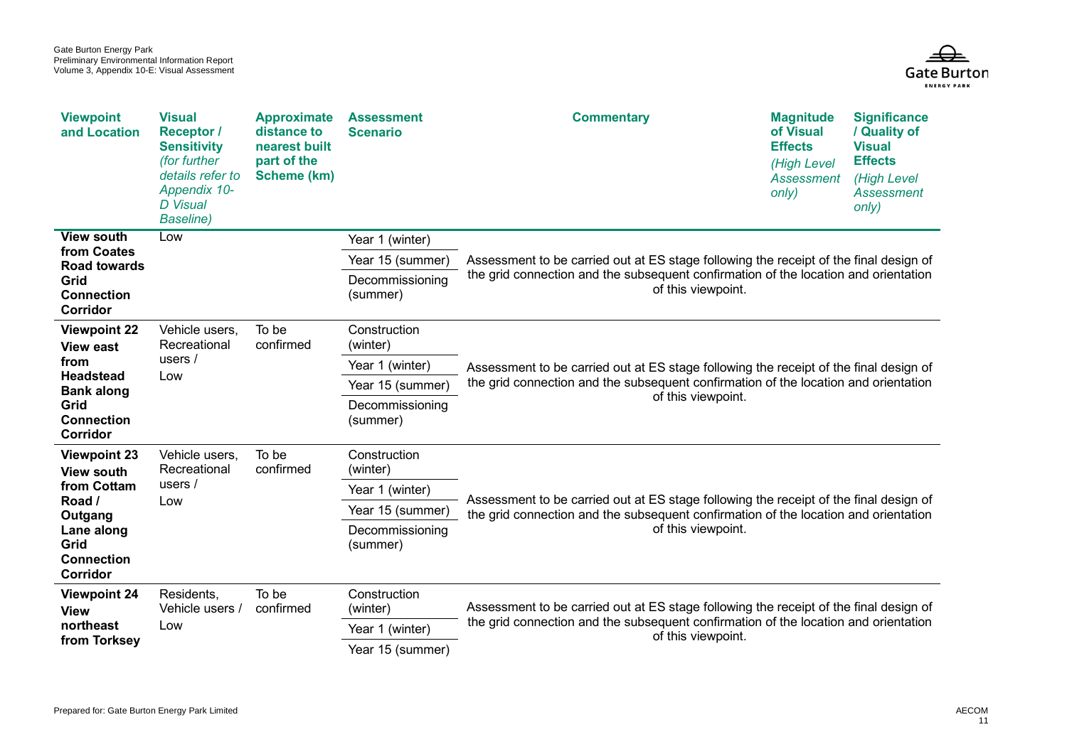| Viewpoint and Location | Visual Receptor / Sensitivity *(for further details refer to Appendix 10-D Visual Baseline)* | Approximate distance to nearest built part of the Scheme (km) | Assessment Scenario | Commentary | Magnitude of Visual Effects *(High Level Assessment only)* | Significance / Quality of Visual Effects *(High Level Assessment only)* |
|---|---|---|---|---|---|---|
| **View south from Coates Road towards Grid Connection Corridor** | Low | | Year 1 (winter) | Assessment to be carried out at ES stage following the receipt of the final design of the grid connection and the subsequent confirmation of the location and orientation of this viewpoint. | | |
| | | | Year 15 (summer) | | | |
| | | | Decommissioning (summer) | | | |
| **Viewpoint 22 View east from Headstead Bank along Grid Connection Corridor** | Vehicle users, Recreational users / Low | To be confirmed | Construction (winter) | Assessment to be carried out at ES stage following the receipt of the final design of the grid connection and the subsequent confirmation of the location and orientation of this viewpoint. | | |
| | | | Year 1 (winter) | | | |
| | | | Year 15 (summer) | | | |
| | | | Decommissioning (summer) | | | |
| **Viewpoint 23 View south from Cottam Road / Outgang Lane along Grid Connection Corridor** | Vehicle users, Recreational users / Low | To be confirmed | Construction (winter) | Assessment to be carried out at ES stage following the receipt of the final design of the grid connection and the subsequent confirmation of the location and orientation of this viewpoint. | | |
| | | | Year 1 (winter) | | | |
| | | | Year 15 (summer) | | | |
| | | | Decommissioning (summer) | | | |
| **Viewpoint 24 View northeast from Torksey** | Residents, Vehicle users / Low | To be confirmed | Construction (winter) | Assessment to be carried out at ES stage following the receipt of the final design of the grid connection and the subsequent confirmation of the location and orientation of this viewpoint. | | |
| | | | Year 1 (winter) | | | |
| | | | Year 15 (summer) | | | |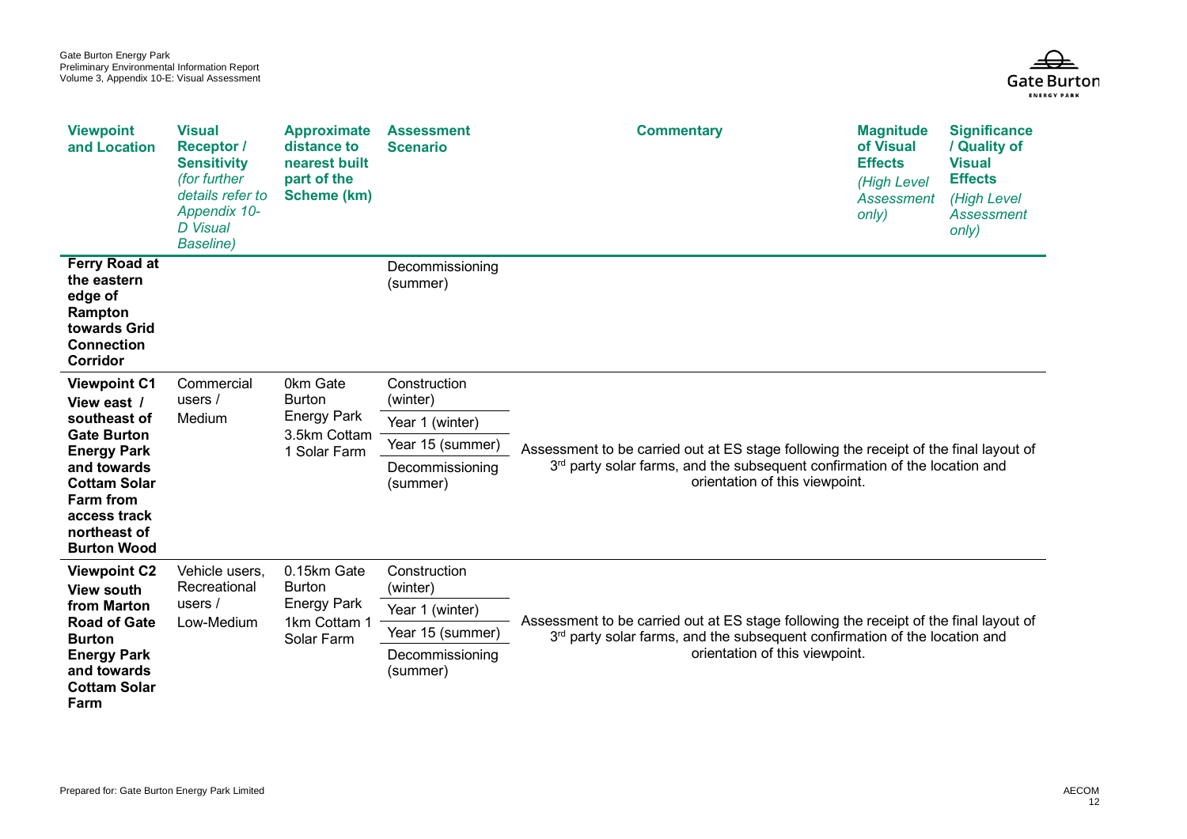| Viewpoint and Location | Visual Receptor / Sensitivity *(for further details refer to Appendix 10-D Visual Baseline)* | Approximate distance to nearest built part of the Scheme (km) | Assessment Scenario | Commentary | Magnitude of Visual Effects *(High Level Assessment only)* | Significance / Quality of Visual Effects *(High Level Assessment only)* |
|---|---|---|---|---|---|---|
| **Ferry Road at the eastern edge of Rampton towards Grid Connection Corridor** | | | Decommissioning (summer) | | | |
| **Viewpoint C1 View east / southeast of Gate Burton Energy Park and towards Cottam Solar Farm from access track northeast of Burton Wood** | Commercial users / Medium | 0km Gate Burton Energy Park 3.5km Cottam 1 Solar Farm | Construction (winter) | Assessment to be carried out at ES stage following the receipt of the final layout of 3rd party solar farms, and the subsequent confirmation of the location and orientation of this viewpoint. | | |
| | | | Year 1 (winter) | | | |
| | | | Year 15 (summer) | | | |
| | | | Decommissioning (summer) | | | |
| **Viewpoint C2 View south from Marton Road of Gate Burton Energy Park and towards Cottam Solar Farm** | Vehicle users, Recreational users / Low-Medium | 0.15km Gate Burton Energy Park 1km Cottam 1 Solar Farm | Construction (winter) | Assessment to be carried out at ES stage following the receipt of the final layout of 3rd party solar farms, and the subsequent confirmation of the location and orientation of this viewpoint. | | |
| | | | Year 1 (winter) | | | |
| | | | Year 15 (summer) | | | |
| | | | Decommissioning (summer) | | | |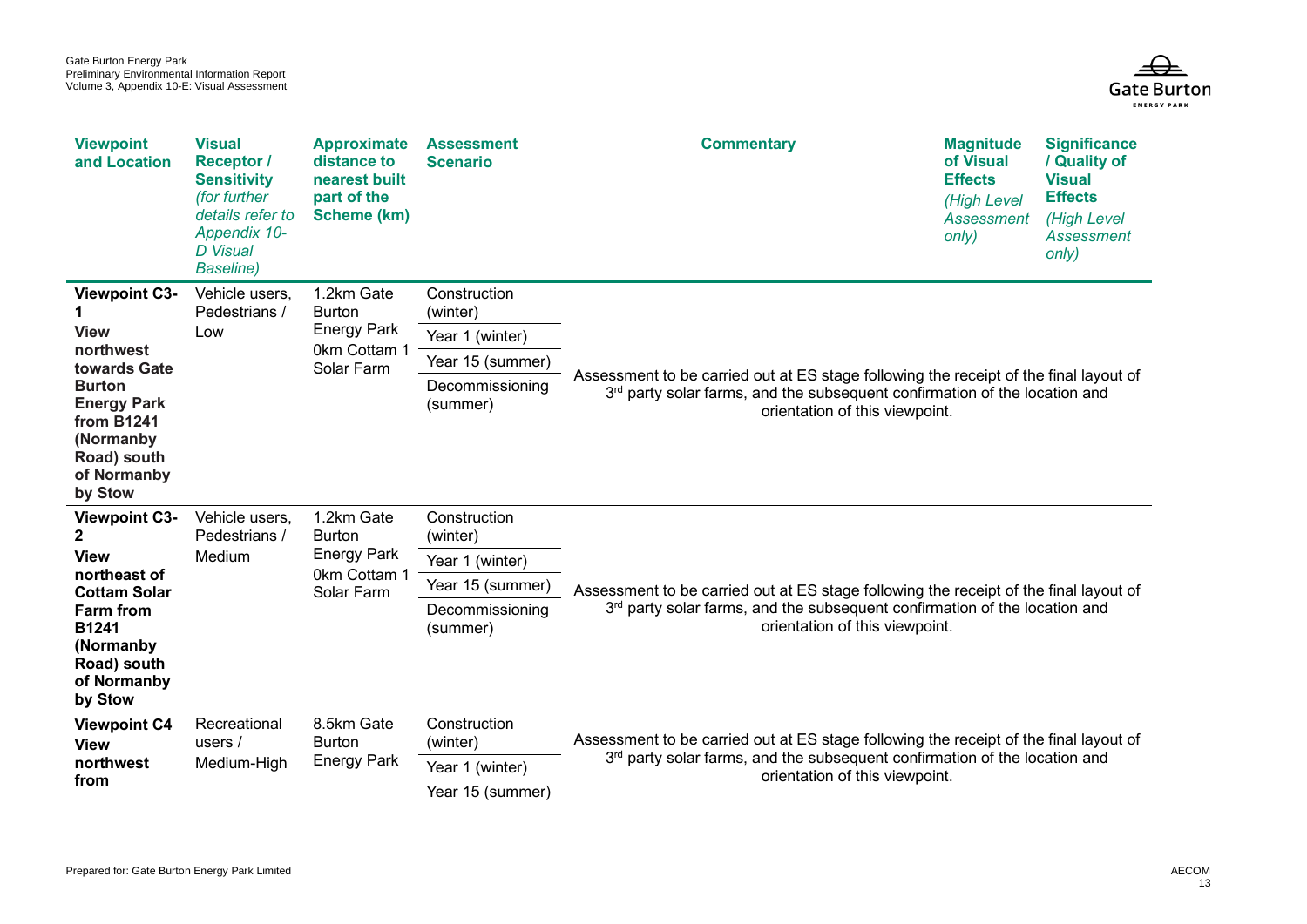| Viewpoint and Location | Visual Receptor / Sensitivity *(for further details refer to Appendix 10-D Visual Baseline)* | Approximate distance to nearest built part of the Scheme (km) | Assessment Scenario | Commentary | Magnitude of Visual Effects *(High Level Assessment only)* | Significance / Quality of Visual Effects *(High Level Assessment only)* |
|---|---|---|---|---|---|---|
| **Viewpoint C3-1** **View northwest towards Gate Burton Energy Park from B1241 (Normanby Road) south of Normanby by Stow** | Vehicle users, Pedestrians / Low | 1.2km Gate Burton Energy Park 0km Cottam 1 Solar Farm | Construction (winter) | Assessment to be carried out at ES stage following the receipt of the final layout of 3rd party solar farms, and the subsequent confirmation of the location and orientation of this viewpoint. | | |
| | | | Year 1 (winter) | | | |
| | | | Year 15 (summer) | | | |
| | | | Decommissioning (summer) | | | |
| **Viewpoint C3-2** **View northeast of Cottam Solar Farm from B1241 (Normanby Road) south of Normanby by Stow** | Vehicle users, Pedestrians / Medium | 1.2km Gate Burton Energy Park 0km Cottam 1 Solar Farm | Construction (winter) | Assessment to be carried out at ES stage following the receipt of the final layout of 3rd party solar farms, and the subsequent confirmation of the location and orientation of this viewpoint. | | |
| | | | Year 1 (winter) | | | |
| | | | Year 15 (summer) | | | |
| | | | Decommissioning (summer) | | | |
| **Viewpoint C4** **View northwest from** | Recreational users / Medium-High | 8.5km Gate Burton Energy Park | Construction (winter) | Assessment to be carried out at ES stage following the receipt of the final layout of 3rd party solar farms, and the subsequent confirmation of the location and orientation of this viewpoint. | | |
| | | | Year 1 (winter) | | | |
| | | | Year 15 (summer) | | | |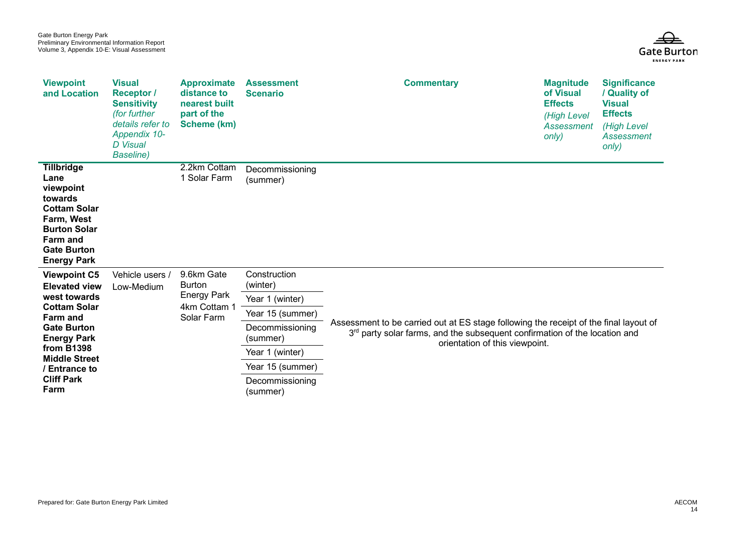| Viewpoint and Location | Visual Receptor / Sensitivity *(for further details refer to Appendix 10-D Visual Baseline)* | Approximate distance to nearest built part of the Scheme (km) | Assessment Scenario | Commentary | Magnitude of Visual Effects *(High Level Assessment only)* | Significance / Quality of Visual Effects *(High Level Assessment only)* |
|---|---|---|---|---|---|---|
| **Tillbridge Lane viewpoint towards Cottam Solar Farm, West Burton Solar Farm and Gate Burton Energy Park** | | 2.2km Cottam 1 Solar Farm | Decommissioning (summer) | | | |
| **Viewpoint C5 Elevated view west towards Cottam Solar Farm and Gate Burton Energy Park from B1398 Middle Street / Entrance to Cliff Park Farm** | Vehicle users / Low-Medium | 9.6km Gate Burton Energy Park 4km Cottam 1 Solar Farm | Construction (winter) | Assessment to be carried out at ES stage following the receipt of the final layout of 3rd party solar farms, and the subsequent confirmation of the location and orientation of this viewpoint. | | |
| | | | Year 1 (winter) | | | |
| | | | Year 15 (summer) | | | |
| | | | Decommissioning (summer) | | | |
| | | | Year 1 (winter) | | | |
| | | | Year 15 (summer) | | | |
| | | | Decommissioning (summer) | | | |